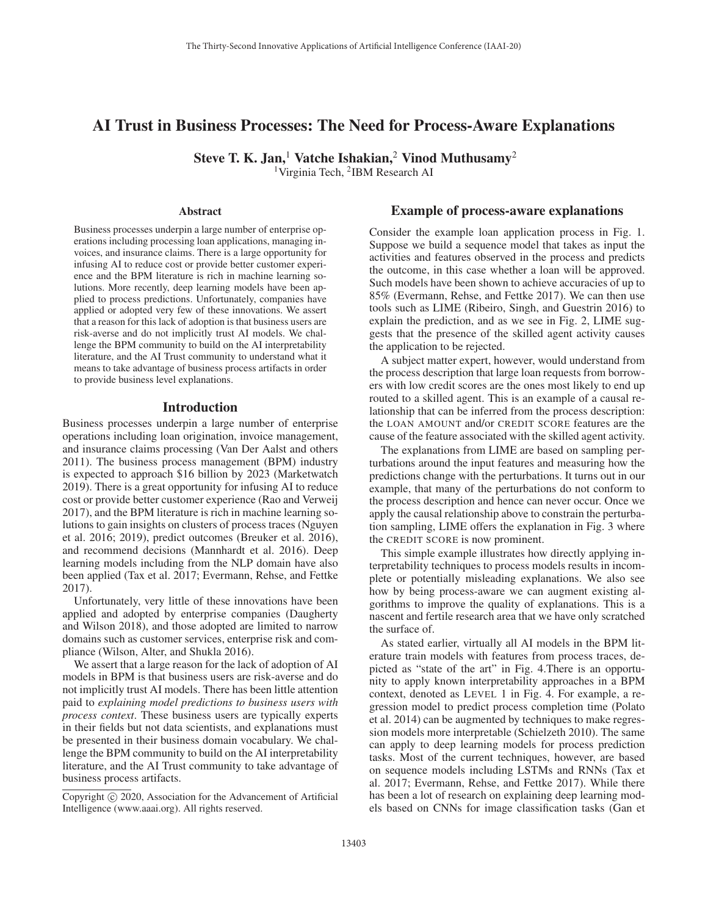# AI Trust in Business Processes: The Need for Process-Aware Explanations

**Steve T. K. Jan,[1] Vatche Ishakian,[2] Vinod Muthusamy[2]**

[1]Virginia Tech, [2]IBM Research AI

## Abstract

Business processes underpin a large number of enterprise operations including processing loan applications, managing invoices, and insurance claims. There is a large opportunity for infusing AI to reduce cost or provide better customer experience and the BPM literature is rich in machine learning solutions. More recently, deep learning models have been applied to process predictions. Unfortunately, companies have applied or adopted very few of these innovations. We assert that a reason for this lack of adoption is that business users are risk-averse and do not implicitly trust AI models. We challenge the BPM community to build on the AI interpretability literature, and the AI Trust community to understand what it means to take advantage of business process artifacts in order to provide business level explanations.

## Introduction

Business processes underpin a large number of enterprise operations including loan origination, invoice management, and insurance claims processing (Van Der Aalst and others 2011). The business process management (BPM) industry is expected to approach $16 billion by 2023 (Marketwatch 2019). There is a great opportunity for infusing AI to reduce cost or provide better customer experience (Rao and Verweij 2017), and the BPM literature is rich in machine learning solutions to gain insights on clusters of process traces (Nguyen et al. 2016; 2019), predict outcomes (Breuker et al. 2016), and recommend decisions (Mannhardt et al. 2016). Deep learning models including from the NLP domain have also been applied (Tax et al. 2017; Evermann, Rehse, and Fettke 2017).

Unfortunately, very little of these innovations have been applied and adopted by enterprise companies (Daugherty and Wilson 2018), and those adopted are limited to narrow domains such as customer services, enterprise risk and compliance (Wilson, Alter, and Shukla 2016).

We assert that a large reason for the lack of adoption of AI models in BPM is that business users are risk-averse and do not implicitly trust AI models. There has been little attention paid to *explaining model predictions to business users with process context*. These business users are typically experts in their fields but not data scientists, and explanations must be presented in their business domain vocabulary. We challenge the BPM community to build on the AI interpretability literature, and the AI Trust community to take advantage of business process artifacts.

Copyright © 2020, Association for the Advancement of Artificial Intelligence (www.aaai.org). All rights reserved.

## Example of process-aware explanations

Consider the example loan application process in Fig. 1. Suppose we build a sequence model that takes as input the activities and features observed in the process and predicts the outcome, in this case whether a loan will be approved. Such models have been shown to achieve accuracies of up to 85% (Evermann, Rehse, and Fettke 2017). We can then use tools such as LIME (Ribeiro, Singh, and Guestrin 2016) to explain the prediction, and as we see in Fig. 2, LIME suggests that the presence of the skilled agent activity causes the application to be rejected.

A subject matter expert, however, would understand from the process description that large loan requests from borrowers with low credit scores are the ones most likely to end up routed to a skilled agent. This is an example of a causal relationship that can be inferred from the process description: the LOAN AMOUNT and/or CREDIT SCORE features are the cause of the feature associated with the skilled agent activity.

The explanations from LIME are based on sampling perturbations around the input features and measuring how the predictions change with the perturbations. It turns out in our example, that many of the perturbations do not conform to the process description and hence can never occur. Once we apply the causal relationship above to constrain the perturbation sampling, LIME offers the explanation in Fig. 3 where the CREDIT SCORE is now prominent.

This simple example illustrates how directly applying interpretability techniques to process models results in incomplete or potentially misleading explanations. We also see how by being process-aware we can augment existing algorithms to improve the quality of explanations. This is a nascent and fertile research area that we have only scratched the surface of.

As stated earlier, virtually all AI models in the BPM literature train models with features from process traces, depicted as "state of the art" in Fig. 4.There is an opportunity to apply known interpretability approaches in a BPM context, denoted as LEVEL 1 in Fig. 4. For example, a regression model to predict process completion time (Polato et al. 2014) can be augmented by techniques to make regression models more interpretable (Schielzeth 2010). The same can apply to deep learning models for process prediction tasks. Most of the current techniques, however, are based on sequence models including LSTMs and RNNs (Tax et al. 2017; Evermann, Rehse, and Fettke 2017). While there has been a lot of research on explaining deep learning models based on CNNs for image classification tasks (Gan et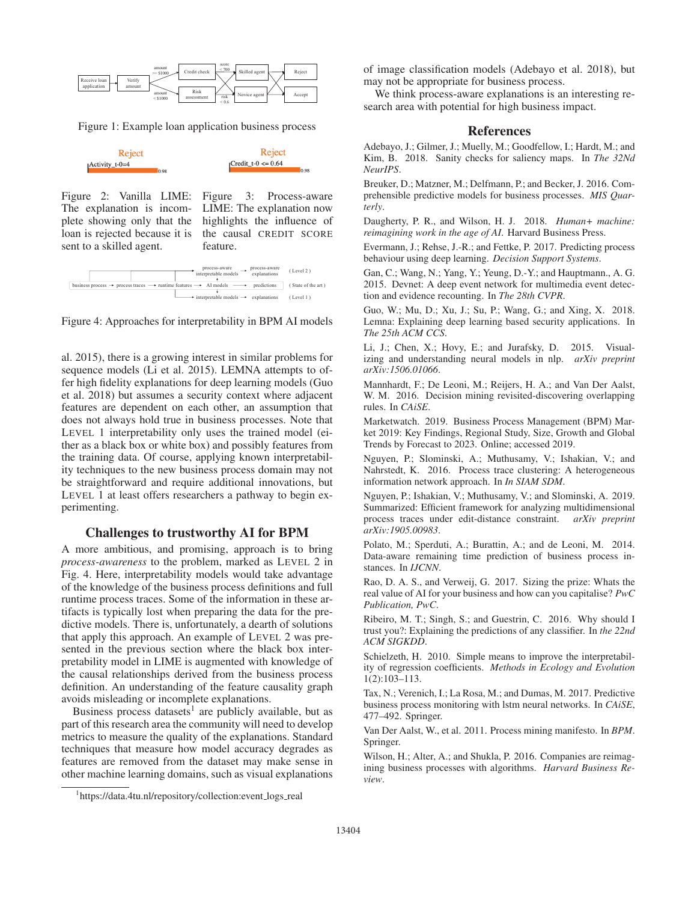Receive loan application

Verify amount

amount >= $1000

amount < $1000

Credit check

Risk assessment

score < 700

risk < 0.6

Skilled agent

Novice agent

Reject

Accept

Figure 1: Example loan application business process

Reject

Activity_t-0=4

0.98

Reject

Credit_t-0 <= 0.64

0.98

Figure 2: Vanilla LIME: The explanation is incomplete showing only that the loan is rejected because it is sent to a skilled agent.

Figure 3: Process-aware LIME: The explanation now highlights the influence of the causal CREDIT SCORE feature.

process-aware interpretable models → process-aware explanations ( Level 2 )

business process → process traces → runtime features → AI models → predictions ( State of the art )

interpretable models → explanations ( Level 1 )

Figure 4: Approaches for interpretability in BPM AI models

al. 2015), there is a growing interest in similar problems for sequence models (Li et al. 2015). LEMNA attempts to offer high fidelity explanations for deep learning models (Guo et al. 2018) but assumes a security context where adjacent features are dependent on each other, an assumption that does not always hold true in business processes. Note that LEVEL 1 interpretability only uses the trained model (either as a black box or white box) and possibly features from the training data. Of course, applying known interpretability techniques to the new business process domain may not be straightforward and require additional innovations, but LEVEL 1 at least offers researchers a pathway to begin experimenting.

## Challenges to trustworthy AI for BPM

A more ambitious, and promising, approach is to bring *process-awareness* to the problem, marked as LEVEL 2 in Fig. 4. Here, interpretability models would take advantage of the knowledge of the business process definitions and full runtime process traces. Some of the information in these artifacts is typically lost when preparing the data for the predictive models. There is, unfortunately, a dearth of solutions that apply this approach. An example of LEVEL 2 was presented in the previous section where the black box interpretability model in LIME is augmented with knowledge of the causal relationships derived from the business process definition. An understanding of the feature causality graph avoids misleading or incomplete explanations.

Business process datasets[1] are publicly available, but as part of this research area the community will need to develop metrics to measure the quality of the explanations. Standard techniques that measure how model accuracy degrades as features are removed from the dataset may make sense in other machine learning domains, such as visual explanations of image classification models (Adebayo et al. 2018), but may not be appropriate for business process.

We think process-aware explanations is an interesting research area with potential for high business impact.

[1] https://data.4tu.nl/repository/collection:event_logs_real

## References

Adebayo, J.; Gilmer, J.; Muelly, M.; Goodfellow, I.; Hardt, M.; and Kim, B. 2018. Sanity checks for saliency maps. In *The 32Nd NeurIPS*.

Breuker, D.; Matzner, M.; Delfmann, P.; and Becker, J. 2016. Comprehensible predictive models for business processes. *MIS Quarterly*.

Daugherty, P. R., and Wilson, H. J. 2018. *Human+ machine: reimagining work in the age of AI*. Harvard Business Press.

Evermann, J.; Rehse, J.-R.; and Fettke, P. 2017. Predicting process behaviour using deep learning. *Decision Support Systems*.

Gan, C.; Wang, N.; Yang, Y.; Yeung, D.-Y.; and Hauptmann., A. G. 2015. Devnet: A deep event network for multimedia event detection and evidence recounting. In *The 28th CVPR*.

Guo, W.; Mu, D.; Xu, J.; Su, P.; Wang, G.; and Xing, X. 2018. Lemna: Explaining deep learning based security applications. In *The 25th ACM CCS*.

Li, J.; Chen, X.; Hovy, E.; and Jurafsky, D. 2015. Visualizing and understanding neural models in nlp. *arXiv preprint arXiv:1506.01066*.

Mannhardt, F.; De Leoni, M.; Reijers, H. A.; and Van Der Aalst, W. M. 2016. Decision mining revisited-discovering overlapping rules. In *CAiSE*.

Marketwatch. 2019. Business Process Management (BPM) Market 2019: Key Findings, Regional Study, Size, Growth and Global Trends by Forecast to 2023. Online; accessed 2019.

Nguyen, P.; Slominski, A.; Muthusamy, V.; Ishakian, V.; and Nahrstedt, K. 2016. Process trace clustering: A heterogeneous information network approach. In *In SIAM SDM*.

Nguyen, P.; Ishakian, V.; Muthusamy, V.; and Slominski, A. 2019. Summarized: Efficient framework for analyzing multidimensional process traces under edit-distance constraint. *arXiv preprint arXiv:1905.00983*.

Polato, M.; Sperduti, A.; Burattin, A.; and de Leoni, M. 2014. Data-aware remaining time prediction of business process instances. In *IJCNN*.

Rao, D. A. S., and Verweij, G. 2017. Sizing the prize: Whats the real value of AI for your business and how can you capitalise? *PwC Publication, PwC*.

Ribeiro, M. T.; Singh, S.; and Guestrin, C. 2016. Why should I trust you?: Explaining the predictions of any classifier. In *the 22nd ACM SIGKDD*.

Schielzeth, H. 2010. Simple means to improve the interpretability of regression coefficients. *Methods in Ecology and Evolution* 1(2):103–113.

Tax, N.; Verenich, I.; La Rosa, M.; and Dumas, M. 2017. Predictive business process monitoring with lstm neural networks. In *CAiSE*, 477–492. Springer.

Van Der Aalst, W., et al. 2011. Process mining manifesto. In *BPM*. Springer.

Wilson, H.; Alter, A.; and Shukla, P. 2016. Companies are reimagining business processes with algorithms. *Harvard Business Review*.